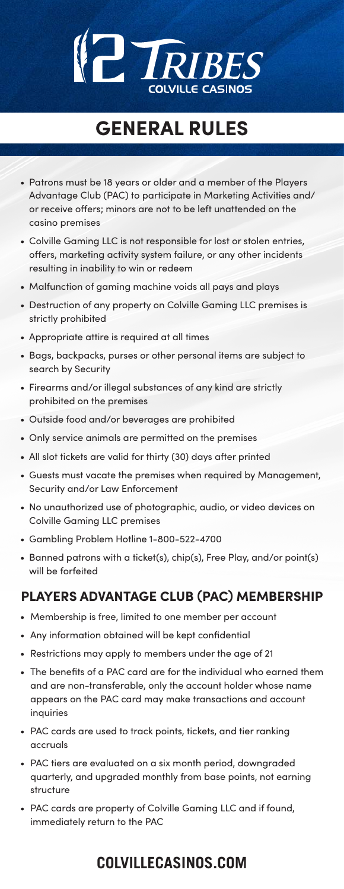12 TRIBES
COLVILLE CASINOS

# GENERAL RULES

- Patrons must be 18 years or older and a member of the Players Advantage Club (PAC) to participate in Marketing Activities and/or receive offers; minors are not to be left unattended on the casino premises
- Colville Gaming LLC is not responsible for lost or stolen entries, offers, marketing activity system failure, or any other incidents resulting in inability to win or redeem
- Malfunction of gaming machine voids all pays and plays
- Destruction of any property on Colville Gaming LLC premises is strictly prohibited
- Appropriate attire is required at all times
- Bags, backpacks, purses or other personal items are subject to search by Security
- Firearms and/or illegal substances of any kind are strictly prohibited on the premises
- Outside food and/or beverages are prohibited
- Only service animals are permitted on the premises
- All slot tickets are valid for thirty (30) days after printed
- Guests must vacate the premises when required by Management, Security and/or Law Enforcement
- No unauthorized use of photographic, audio, or video devices on Colville Gaming LLC premises
- Gambling Problem Hotline 1-800-522-4700
- Banned patrons with a ticket(s), chip(s), Free Play, and/or point(s) will be forfeited

## PLAYERS ADVANTAGE CLUB (PAC) MEMBERSHIP

- Membership is free, limited to one member per account
- Any information obtained will be kept confidential
- Restrictions may apply to members under the age of 21
- The benefits of a PAC card are for the individual who earned them and are non-transferable, only the account holder whose name appears on the PAC card may make transactions and account inquiries
- PAC cards are used to track points, tickets, and tier ranking accruals
- PAC tiers are evaluated on a six month period, downgraded quarterly, and upgraded monthly from base points, not earning structure
- PAC cards are property of Colville Gaming LLC and if found, immediately return to the PAC

## COLVILLECASINOS.COM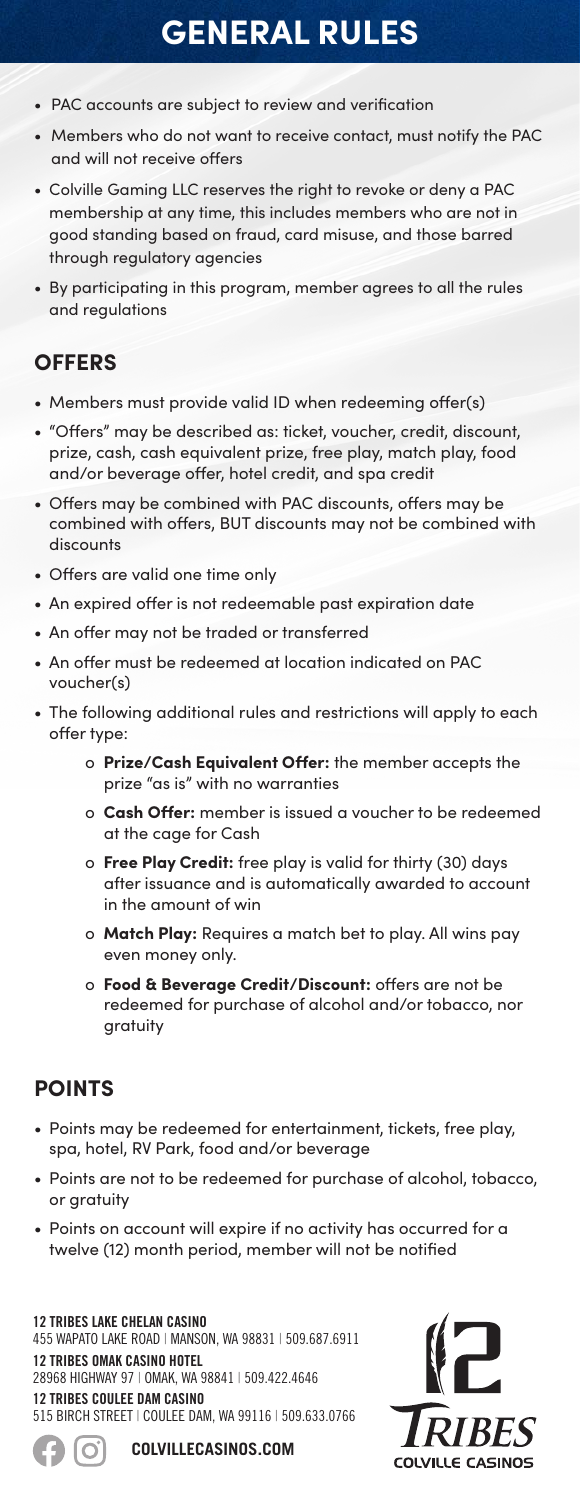# GENERAL RULES

- PAC accounts are subject to review and verification
- Members who do not want to receive contact, must notify the PAC and will not receive offers
- Colville Gaming LLC reserves the right to revoke or deny a PAC membership at any time, this includes members who are not in good standing based on fraud, card misuse, and those barred through regulatory agencies
- By participating in this program, member agrees to all the rules and regulations

## OFFERS

- Members must provide valid ID when redeeming offer(s)
- "Offers" may be described as: ticket, voucher, credit, discount, prize, cash, cash equivalent prize, free play, match play, food and/or beverage offer, hotel credit, and spa credit
- Offers may be combined with PAC discounts, offers may be combined with offers, BUT discounts may not be combined with discounts
- Offers are valid one time only
- An expired offer is not redeemable past expiration date
- An offer may not be traded or transferred
- An offer must be redeemed at location indicated on PAC voucher(s)
- The following additional rules and restrictions will apply to each offer type:
  - **Prize/Cash Equivalent Offer:** the member accepts the prize "as is" with no warranties
  - **Cash Offer:** member is issued a voucher to be redeemed at the cage for Cash
  - **Free Play Credit:** free play is valid for thirty (30) days after issuance and is automatically awarded to account in the amount of win
  - **Match Play:** Requires a match bet to play. All wins pay even money only.
  - **Food & Beverage Credit/Discount:** offers are not be redeemed for purchase of alcohol and/or tobacco, nor gratuity

## POINTS

- Points may be redeemed for entertainment, tickets, free play, spa, hotel, RV Park, food and/or beverage
- Points are not to be redeemed for purchase of alcohol, tobacco, or gratuity
- Points on account will expire if no activity has occurred for a twelve (12) month period, member will not be notified

**12 TRIBES LAKE CHELAN CASINO**
455 WAPATO LAKE ROAD | MANSON, WA 98831 | 509.687.6911

**12 TRIBES OMAK CASINO HOTEL**
28968 HIGHWAY 97 | OMAK, WA 98841 | 509.422.4646

**12 TRIBES COULEE DAM CASINO**
515 BIRCH STREET | COULEE DAM, WA 99116 | 509.633.0766

**COLVILLECASINOS.COM**

12 TRIBES COLVILLE CASINOS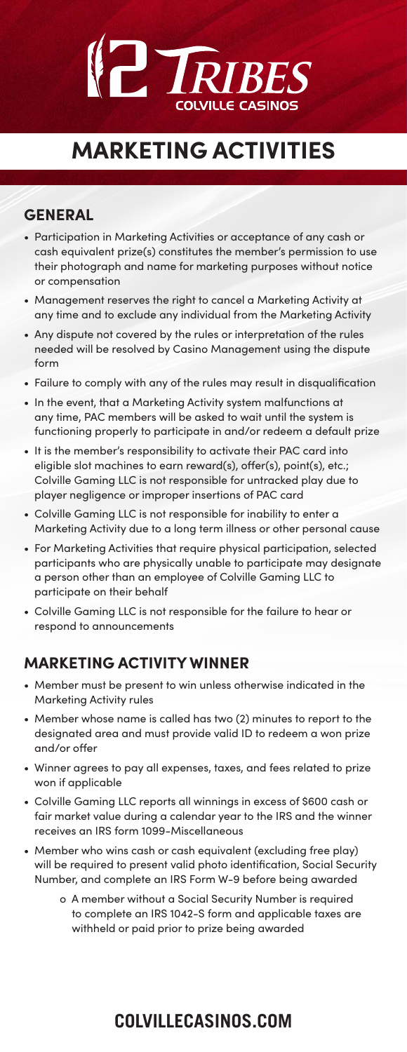# MARKETING ACTIVITIES

## GENERAL

- Participation in Marketing Activities or acceptance of any cash or cash equivalent prize(s) constitutes the member's permission to use their photograph and name for marketing purposes without notice or compensation
- Management reserves the right to cancel a Marketing Activity at any time and to exclude any individual from the Marketing Activity
- Any dispute not covered by the rules or interpretation of the rules needed will be resolved by Casino Management using the dispute form
- Failure to comply with any of the rules may result in disqualification
- In the event, that a Marketing Activity system malfunctions at any time, PAC members will be asked to wait until the system is functioning properly to participate in and/or redeem a default prize
- It is the member's responsibility to activate their PAC card into eligible slot machines to earn reward(s), offer(s), point(s), etc.; Colville Gaming LLC is not responsible for untracked play due to player negligence or improper insertions of PAC card
- Colville Gaming LLC is not responsible for inability to enter a Marketing Activity due to a long term illness or other personal cause
- For Marketing Activities that require physical participation, selected participants who are physically unable to participate may designate a person other than an employee of Colville Gaming LLC to participate on their behalf
- Colville Gaming LLC is not responsible for the failure to hear or respond to announcements

## MARKETING ACTIVITY WINNER

- Member must be present to win unless otherwise indicated in the Marketing Activity rules
- Member whose name is called has two (2) minutes to report to the designated area and must provide valid ID to redeem a won prize and/or offer
- Winner agrees to pay all expenses, taxes, and fees related to prize won if applicable
- Colville Gaming LLC reports all winnings in excess of $600 cash or fair market value during a calendar year to the IRS and the winner receives an IRS form 1099-Miscellaneous
- Member who wins cash or cash equivalent (excluding free play) will be required to present valid photo identification, Social Security Number, and complete an IRS Form W-9 before being awarded
    - A member without a Social Security Number is required to complete an IRS 1042-S form and applicable taxes are withheld or paid prior to prize being awarded

COLVILLECASINOS.COM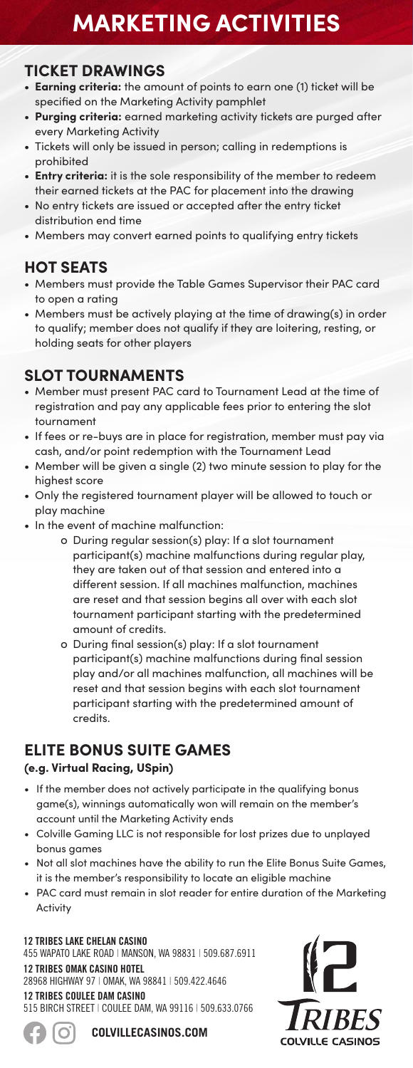# MARKETING ACTIVITIES

## TICKET DRAWINGS

- **Earning criteria:** the amount of points to earn one (1) ticket will be specified on the Marketing Activity pamphlet
- **Purging criteria:** earned marketing activity tickets are purged after every Marketing Activity
- Tickets will only be issued in person; calling in redemptions is prohibited
- **Entry criteria:** it is the sole responsibility of the member to redeem their earned tickets at the PAC for placement into the drawing
- No entry tickets are issued or accepted after the entry ticket distribution end time
- Members may convert earned points to qualifying entry tickets

## HOT SEATS

- Members must provide the Table Games Supervisor their PAC card to open a rating
- Members must be actively playing at the time of drawing(s) in order to qualify; member does not qualify if they are loitering, resting, or holding seats for other players

## SLOT TOURNAMENTS

- Member must present PAC card to Tournament Lead at the time of registration and pay any applicable fees prior to entering the slot tournament
- If fees or re-buys are in place for registration, member must pay via cash, and/or point redemption with the Tournament Lead
- Member will be given a single (2) two minute session to play for the highest score
- Only the registered tournament player will be allowed to touch or play machine
- In the event of machine malfunction:
  - During regular session(s) play: If a slot tournament participant(s) machine malfunctions during regular play, they are taken out of that session and entered into a different session. If all machines malfunction, machines are reset and that session begins all over with each slot tournament participant starting with the predetermined amount of credits.
  - During final session(s) play: If a slot tournament participant(s) machine malfunctions during final session play and/or all machines malfunction, all machines will be reset and that session begins with each slot tournament participant starting with the predetermined amount of credits.

## ELITE BONUS SUITE GAMES

**(e.g. Virtual Racing, USpin)**

- If the member does not actively participate in the qualifying bonus game(s), winnings automatically won will remain on the member's account until the Marketing Activity ends
- Colville Gaming LLC is not responsible for lost prizes due to unplayed bonus games
- Not all slot machines have the ability to run the Elite Bonus Suite Games, it is the member's responsibility to locate an eligible machine
- PAC card must remain in slot reader for entire duration of the Marketing Activity

**12 TRIBES LAKE CHELAN CASINO**
455 WAPATO LAKE ROAD | MANSON, WA 98831 | 509.687.6911

**12 TRIBES OMAK CASINO HOTEL**
28968 HIGHWAY 97 | OMAK, WA 98841 | 509.422.4646

**12 TRIBES COULEE DAM CASINO**
515 BIRCH STREET | COULEE DAM, WA 99116 | 509.633.0766

**COLVILLECASINOS.COM**

12 TRIBES
COLVILLE CASINOS